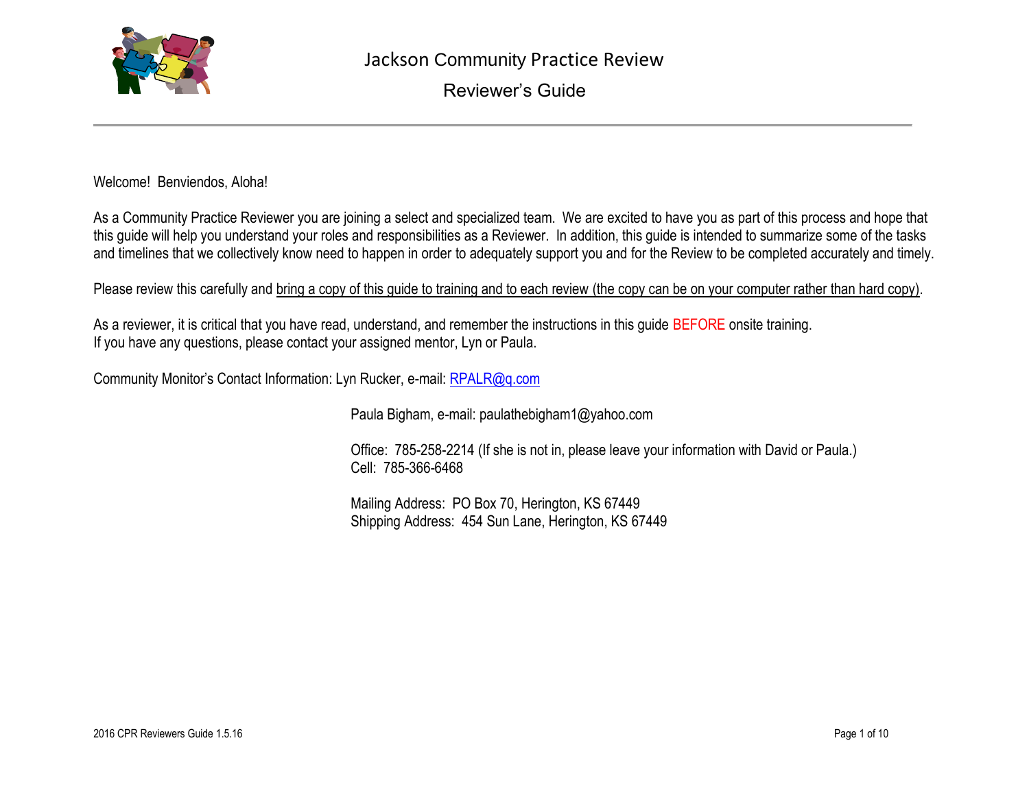# Jackson Community Practice Review

## Reviewer's Guide

Welcome! Benviendos, Aloha!

As a Community Practice Reviewer you are joining a select and specialized team. We are excited to have you as part of this process and hope that this guide will help you understand your roles and responsibilities as a Reviewer. In addition, this guide is intended to summarize some of the tasks and timelines that we collectively know need to happen in order to adequately support you and for the Review to be completed accurately and timely.

Please review this carefully and <u>bring a copy of this guide to training and to each review (the copy can be on your computer rather than hard copy)</u>.

As a reviewer, it is critical that you have read, understand, and remember the instructions in this guide BEFORE onsite training.
If you have any questions, please contact your assigned mentor, Lyn or Paula.

Community Monitor's Contact Information: Lyn Rucker, e-mail: RPALR@q.com

Paula Bigham, e-mail: paulathebigham1@yahoo.com

Office: 785-258-2214 (If she is not in, please leave your information with David or Paula.)
Cell: 785-366-6468

Mailing Address: PO Box 70, Herington, KS 67449
Shipping Address: 454 Sun Lane, Herington, KS 67449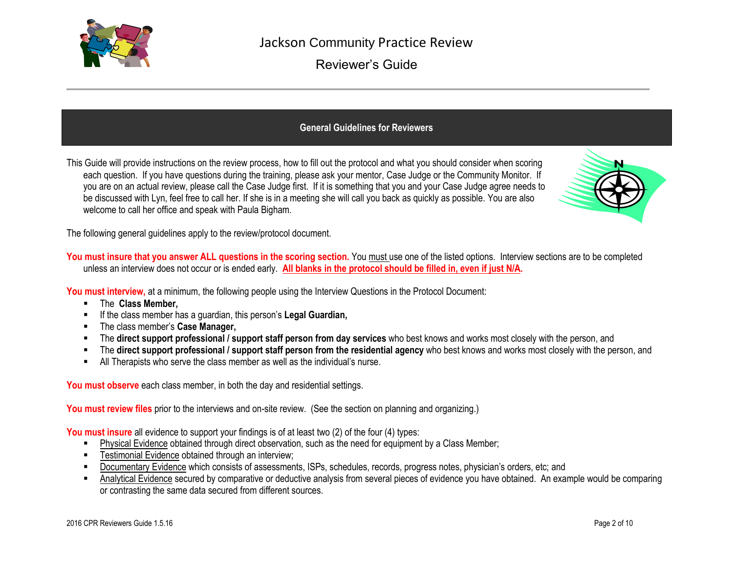# Jackson Community Practice Review

## Reviewer's Guide

### General Guidelines for Reviewers

This Guide will provide instructions on the review process, how to fill out the protocol and what you should consider when scoring each question. If you have questions during the training, please ask your mentor, Case Judge or the Community Monitor. If you are on an actual review, please call the Case Judge first. If it is something that you and your Case Judge agree needs to be discussed with Lyn, feel free to call her. If she is in a meeting she will call you back as quickly as possible. You are also welcome to call her office and speak with Paula Bigham.

The following general guidelines apply to the review/protocol document.

**You must insure that you answer ALL questions in the scoring section.** You must use one of the listed options. Interview sections are to be completed unless an interview does not occur or is ended early. **All blanks in the protocol should be filled in, even if just N/A.**

**You must interview,** at a minimum, the following people using the Interview Questions in the Protocol Document:

- The **Class Member,**
- If the class member has a guardian, this person's **Legal Guardian,**
- The class member's **Case Manager,**
- The **direct support professional / support staff person from day services** who best knows and works most closely with the person, and
- The **direct support professional / support staff person from the residential agency** who best knows and works most closely with the person, and
- All Therapists who serve the class member as well as the individual's nurse.

**You must observe** each class member, in both the day and residential settings.

**You must review files** prior to the interviews and on-site review. (See the section on planning and organizing.)

**You must insure** all evidence to support your findings is of at least two (2) of the four (4) types:

- Physical Evidence obtained through direct observation, such as the need for equipment by a Class Member;
- Testimonial Evidence obtained through an interview;
- Documentary Evidence which consists of assessments, ISPs, schedules, records, progress notes, physician's orders, etc; and
- Analytical Evidence secured by comparative or deductive analysis from several pieces of evidence you have obtained. An example would be comparing or contrasting the same data secured from different sources.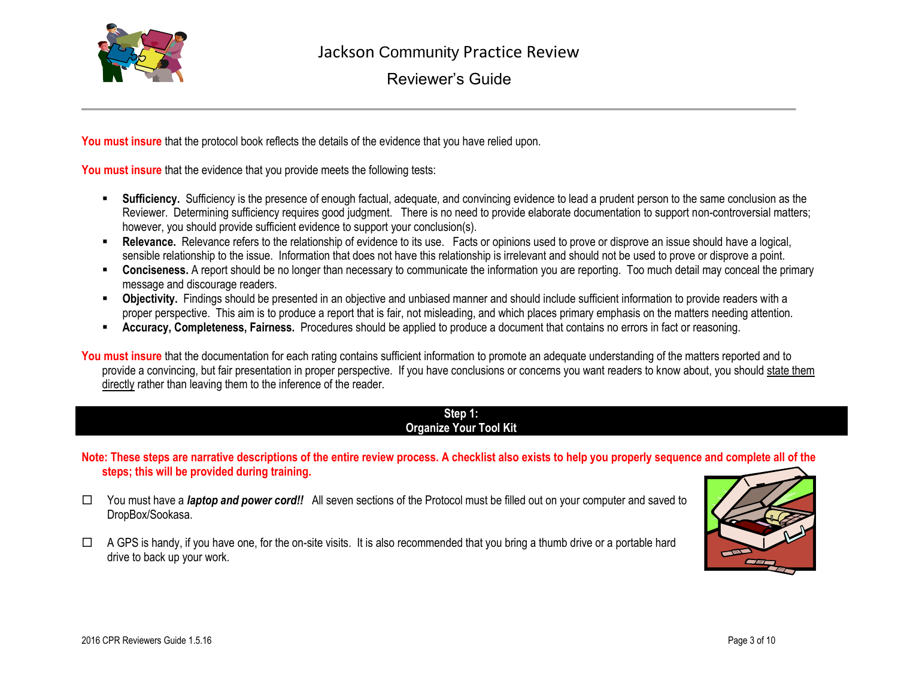**You must insure** that the protocol book reflects the details of the evidence that you have relied upon.

**You must insure** that the evidence that you provide meets the following tests:

- **Sufficiency.** Sufficiency is the presence of enough factual, adequate, and convincing evidence to lead a prudent person to the same conclusion as the Reviewer. Determining sufficiency requires good judgment. There is no need to provide elaborate documentation to support non-controversial matters; however, you should provide sufficient evidence to support your conclusion(s).
- **Relevance.** Relevance refers to the relationship of evidence to its use. Facts or opinions used to prove or disprove an issue should have a logical, sensible relationship to the issue. Information that does not have this relationship is irrelevant and should not be used to prove or disprove a point.
- **Conciseness.** A report should be no longer than necessary to communicate the information you are reporting. Too much detail may conceal the primary message and discourage readers.
- **Objectivity.** Findings should be presented in an objective and unbiased manner and should include sufficient information to provide readers with a proper perspective. This aim is to produce a report that is fair, not misleading, and which places primary emphasis on the matters needing attention.
- **Accuracy, Completeness, Fairness.** Procedures should be applied to produce a document that contains no errors in fact or reasoning.

**You must insure** that the documentation for each rating contains sufficient information to promote an adequate understanding of the matters reported and to provide a convincing, but fair presentation in proper perspective. If you have conclusions or concerns you want readers to know about, you should state them directly rather than leaving them to the inference of the reader.

## Step 1: Organize Your Tool Kit

**Note: These steps are narrative descriptions of the entire review process. A checklist also exists to help you properly sequence and complete all of the steps; this will be provided during training.**

- ☐ You must have a ***laptop and power cord!!*** All seven sections of the Protocol must be filled out on your computer and saved to DropBox/Sookasa.

- ☐ A GPS is handy, if you have one, for the on-site visits. It is also recommended that you bring a thumb drive or a portable hard drive to back up your work.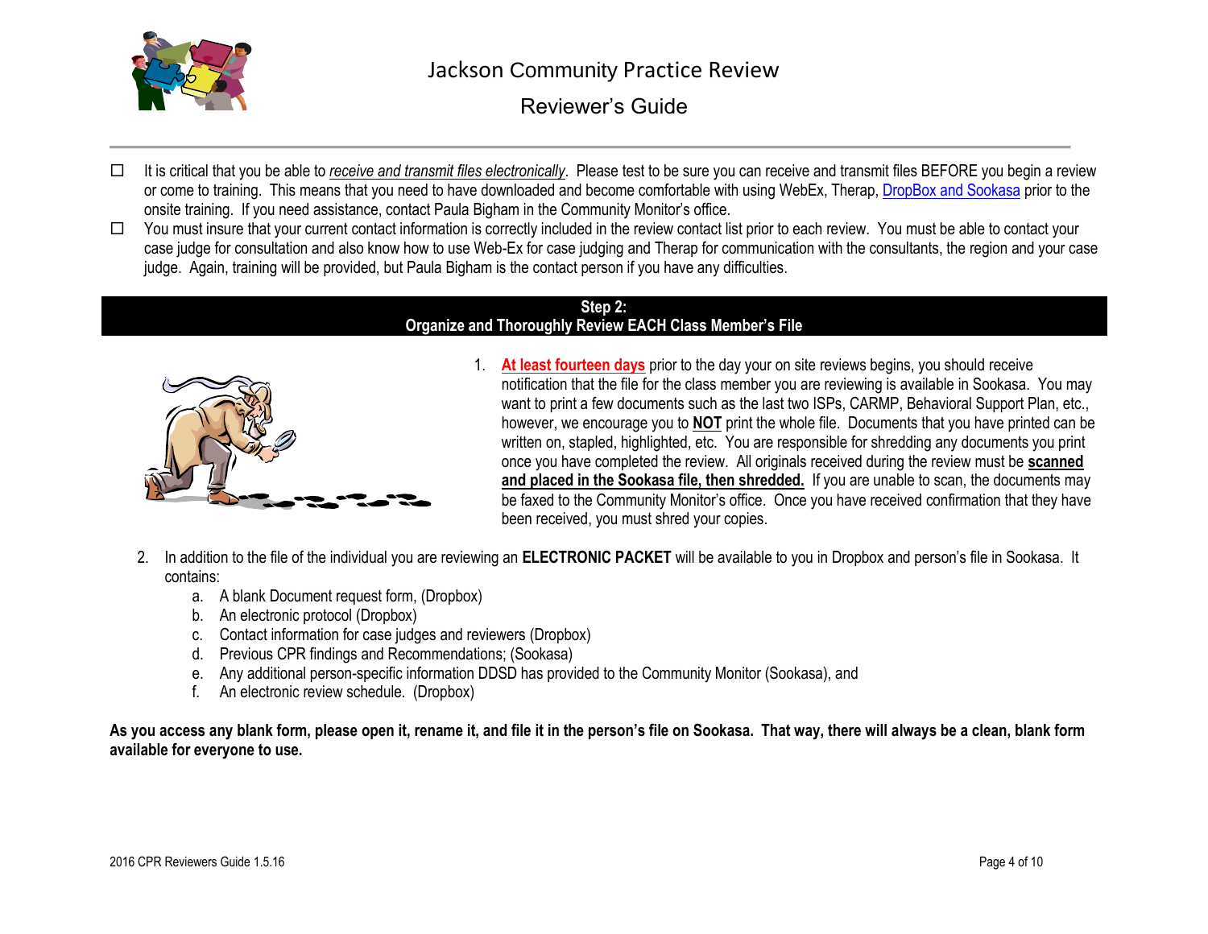- ☐ It is critical that you be able to *receive and transmit files electronically*. Please test to be sure you can receive and transmit files BEFORE you begin a review or come to training. This means that you need to have downloaded and become comfortable with using WebEx, Therap, DropBox and Sookasa prior to the onsite training. If you need assistance, contact Paula Bigham in the Community Monitor's office.
- ☐ You must insure that your current contact information is correctly included in the review contact list prior to each review. You must be able to contact your case judge for consultation and also know how to use Web-Ex for case judging and Therap for communication with the consultants, the region and your case judge. Again, training will be provided, but Paula Bigham is the contact person if you have any difficulties.

## Step 2: Organize and Thoroughly Review EACH Class Member's File

1. **At least fourteen days** prior to the day your on site reviews begins, you should receive notification that the file for the class member you are reviewing is available in Sookasa. You may want to print a few documents such as the last two ISPs, CARMP, Behavioral Support Plan, etc., however, we encourage you to **NOT** print the whole file. Documents that you have printed can be written on, stapled, highlighted, etc. You are responsible for shredding any documents you print once you have completed the review. All originals received during the review must be **scanned and placed in the Sookasa file, then shredded.** If you are unable to scan, the documents may be faxed to the Community Monitor's office. Once you have received confirmation that they have been received, you must shred your copies.

2. In addition to the file of the individual you are reviewing an **ELECTRONIC PACKET** will be available to you in Dropbox and person's file in Sookasa. It contains:
   a. A blank Document request form, (Dropbox)
   b. An electronic protocol (Dropbox)
   c. Contact information for case judges and reviewers (Dropbox)
   d. Previous CPR findings and Recommendations; (Sookasa)
   e. Any additional person-specific information DDSD has provided to the Community Monitor (Sookasa), and
   f. An electronic review schedule. (Dropbox)

**As you access any blank form, please open it, rename it, and file it in the person's file on Sookasa. That way, there will always be a clean, blank form available for everyone to use.**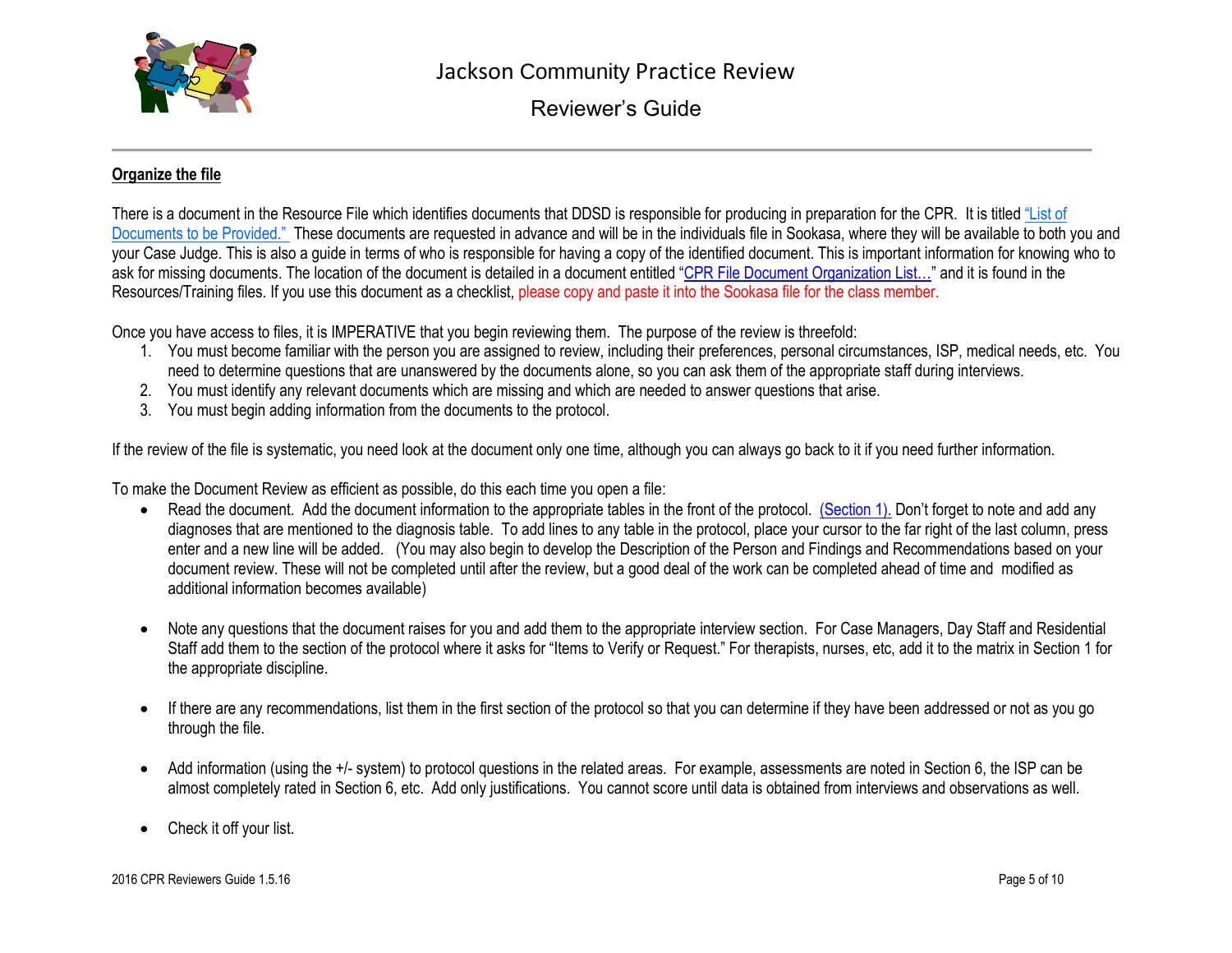## Organize the file

There is a document in the Resource File which identifies documents that DDSD is responsible for producing in preparation for the CPR. It is titled "List of Documents to be Provided." These documents are requested in advance and will be in the individuals file in Sookasa, where they will be available to both you and your Case Judge. This is also a guide in terms of who is responsible for having a copy of the identified document. This is important information for knowing who to ask for missing documents. The location of the document is detailed in a document entitled "CPR File Document Organization List…" and it is found in the Resources/Training files. If you use this document as a checklist, please copy and paste it into the Sookasa file for the class member.

Once you have access to files, it is IMPERATIVE that you begin reviewing them. The purpose of the review is threefold:

1. You must become familiar with the person you are assigned to review, including their preferences, personal circumstances, ISP, medical needs, etc. You need to determine questions that are unanswered by the documents alone, so you can ask them of the appropriate staff during interviews.
2. You must identify any relevant documents which are missing and which are needed to answer questions that arise.
3. You must begin adding information from the documents to the protocol.

If the review of the file is systematic, you need look at the document only one time, although you can always go back to it if you need further information.

To make the Document Review as efficient as possible, do this each time you open a file:

- Read the document. Add the document information to the appropriate tables in the front of the protocol. (Section 1). Don't forget to note and add any diagnoses that are mentioned to the diagnosis table. To add lines to any table in the protocol, place your cursor to the far right of the last column, press enter and a new line will be added. (You may also begin to develop the Description of the Person and Findings and Recommendations based on your document review. These will not be completed until after the review, but a good deal of the work can be completed ahead of time and modified as additional information becomes available)

- Note any questions that the document raises for you and add them to the appropriate interview section. For Case Managers, Day Staff and Residential Staff add them to the section of the protocol where it asks for "Items to Verify or Request." For therapists, nurses, etc, add it to the matrix in Section 1 for the appropriate discipline.

- If there are any recommendations, list them in the first section of the protocol so that you can determine if they have been addressed or not as you go through the file.

- Add information (using the +/- system) to protocol questions in the related areas. For example, assessments are noted in Section 6, the ISP can be almost completely rated in Section 6, etc. Add only justifications. You cannot score until data is obtained from interviews and observations as well.

- Check it off your list.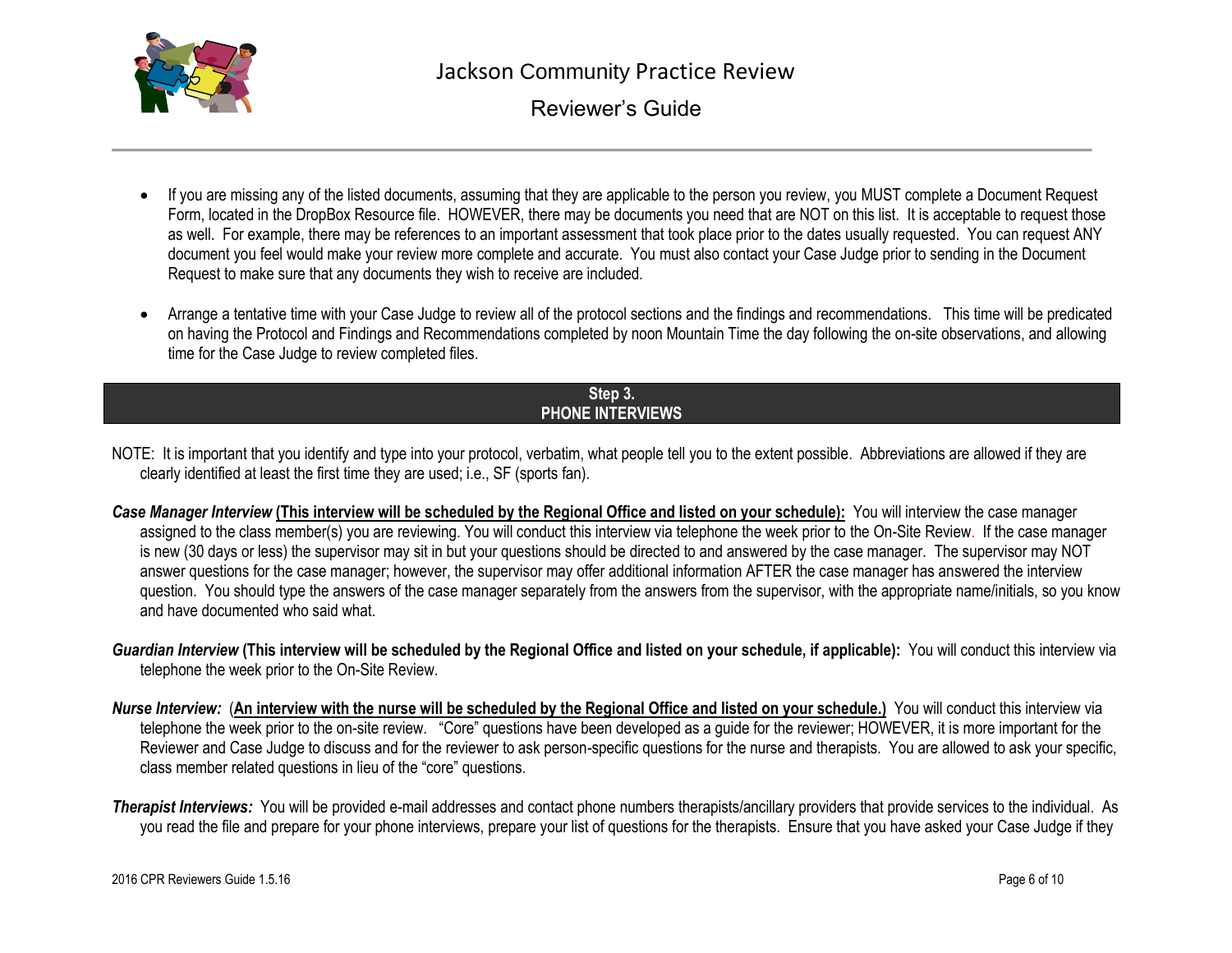- If you are missing any of the listed documents, assuming that they are applicable to the person you review, you MUST complete a Document Request Form, located in the DropBox Resource file. HOWEVER, there may be documents you need that are NOT on this list. It is acceptable to request those as well. For example, there may be references to an important assessment that took place prior to the dates usually requested. You can request ANY document you feel would make your review more complete and accurate. You must also contact your Case Judge prior to sending in the Document Request to make sure that any documents they wish to receive are included.

- Arrange a tentative time with your Case Judge to review all of the protocol sections and the findings and recommendations. This time will be predicated on having the Protocol and Findings and Recommendations completed by noon Mountain Time the day following the on-site observations, and allowing time for the Case Judge to review completed files.

## Step 3.
## PHONE INTERVIEWS

NOTE: It is important that you identify and type into your protocol, verbatim, what people tell you to the extent possible. Abbreviations are allowed if they are clearly identified at least the first time they are used; i.e., SF (sports fan).

***Case Manager Interview* <u>(This interview will be scheduled by the Regional Office and listed on your schedule):</u>** You will interview the case manager assigned to the class member(s) you are reviewing. You will conduct this interview via telephone the week prior to the On-Site Review. If the case manager is new (30 days or less) the supervisor may sit in but your questions should be directed to and answered by the case manager. The supervisor may NOT answer questions for the case manager; however, the supervisor may offer additional information AFTER the case manager has answered the interview question. You should type the answers of the case manager separately from the answers from the supervisor, with the appropriate name/initials, so you know and have documented who said what.

***Guardian Interview* (This interview will be scheduled by the Regional Office and listed on your schedule, if applicable):** You will conduct this interview via telephone the week prior to the On-Site Review.

***Nurse Interview:*** (**<u>An interview with the nurse will be scheduled by the Regional Office and listed on your schedule.)</u>** You will conduct this interview via telephone the week prior to the on-site review. "Core" questions have been developed as a guide for the reviewer; HOWEVER, it is more important for the Reviewer and Case Judge to discuss and for the reviewer to ask person-specific questions for the nurse and therapists. You are allowed to ask your specific, class member related questions in lieu of the "core" questions.

***Therapist Interviews:*** You will be provided e-mail addresses and contact phone numbers therapists/ancillary providers that provide services to the individual. As you read the file and prepare for your phone interviews, prepare your list of questions for the therapists. Ensure that you have asked your Case Judge if they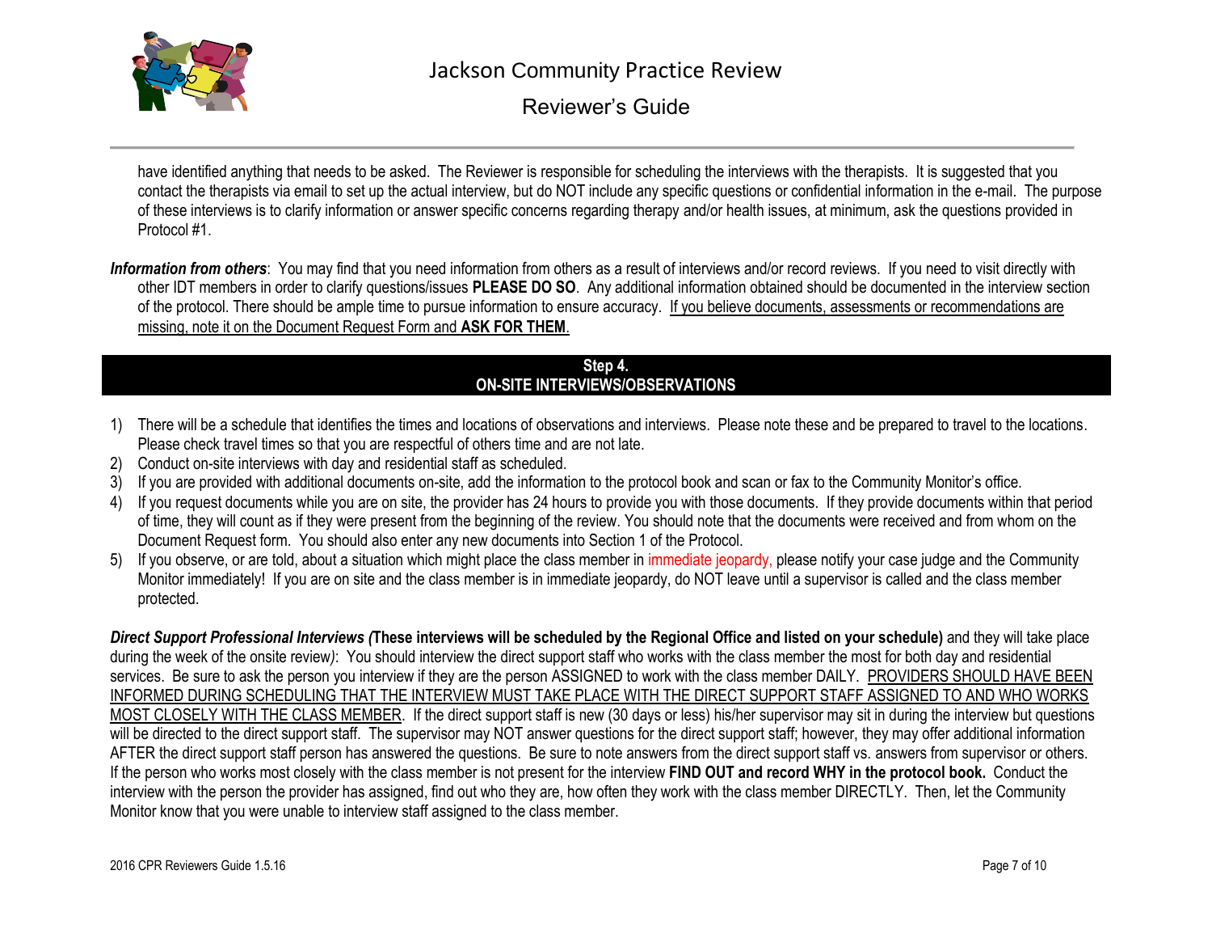have identified anything that needs to be asked. The Reviewer is responsible for scheduling the interviews with the therapists. It is suggested that you contact the therapists via email to set up the actual interview, but do NOT include any specific questions or confidential information in the e-mail. The purpose of these interviews is to clarify information or answer specific concerns regarding therapy and/or health issues, at minimum, ask the questions provided in Protocol #1.

***Information from others***: You may find that you need information from others as a result of interviews and/or record reviews. If you need to visit directly with other IDT members in order to clarify questions/issues **PLEASE DO SO**. Any additional information obtained should be documented in the interview section of the protocol. There should be ample time to pursue information to ensure accuracy. <u>If you believe documents, assessments or recommendations are missing, note it on the Document Request Form and **ASK FOR THEM**.</u>

## Step 4.
## ON-SITE INTERVIEWS/OBSERVATIONS

1) There will be a schedule that identifies the times and locations of observations and interviews. Please note these and be prepared to travel to the locations. Please check travel times so that you are respectful of others time and are not late.
2) Conduct on-site interviews with day and residential staff as scheduled.
3) If you are provided with additional documents on-site, add the information to the protocol book and scan or fax to the Community Monitor's office.
4) If you request documents while you are on site, the provider has 24 hours to provide you with those documents. If they provide documents within that period of time, they will count as if they were present from the beginning of the review. You should note that the documents were received and from whom on the Document Request form. You should also enter any new documents into Section 1 of the Protocol.
5) If you observe, or are told, about a situation which might place the class member in immediate jeopardy, please notify your case judge and the Community Monitor immediately! If you are on site and the class member is in immediate jeopardy, do NOT leave until a supervisor is called and the class member protected.

***Direct Support Professional Interviews (*****These interviews will be scheduled by the Regional Office and listed on your schedule)** and they will take place during the week of the onsite review*)*: You should interview the direct support staff who works with the class member the most for both day and residential services. Be sure to ask the person you interview if they are the person ASSIGNED to work with the class member DAILY. <u>PROVIDERS SHOULD HAVE BEEN INFORMED DURING SCHEDULING THAT THE INTERVIEW MUST TAKE PLACE WITH THE DIRECT SUPPORT STAFF ASSIGNED TO AND WHO WORKS MOST CLOSELY WITH THE CLASS MEMBER</u>. If the direct support staff is new (30 days or less) his/her supervisor may sit in during the interview but questions will be directed to the direct support staff. The supervisor may NOT answer questions for the direct support staff; however, they may offer additional information AFTER the direct support staff person has answered the questions. Be sure to note answers from the direct support staff vs. answers from supervisor or others. If the person who works most closely with the class member is not present for the interview **FIND OUT and record WHY in the protocol book.** Conduct the interview with the person the provider has assigned, find out who they are, how often they work with the class member DIRECTLY. Then, let the Community Monitor know that you were unable to interview staff assigned to the class member.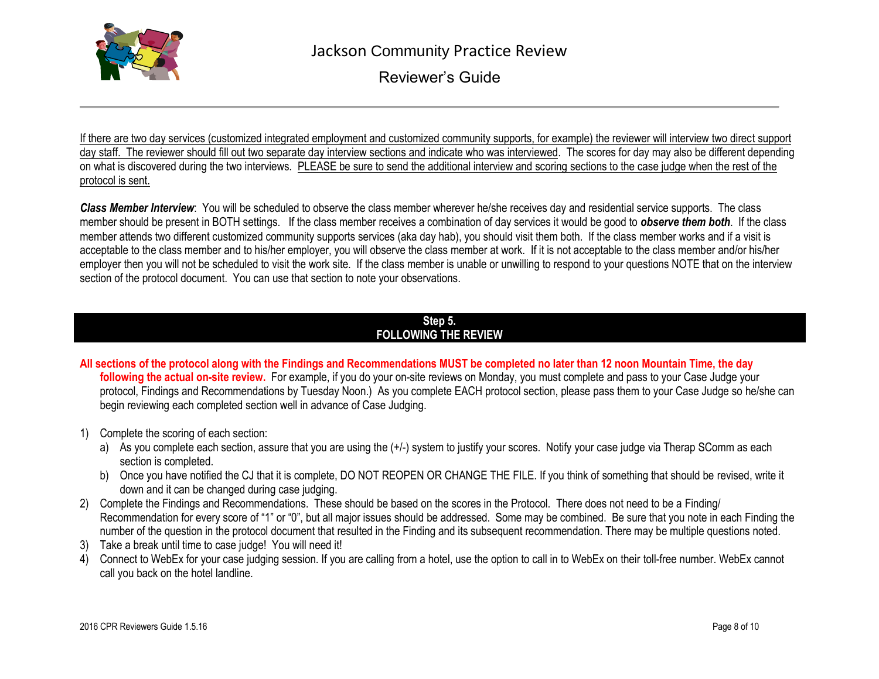If there are two day services (customized integrated employment and customized community supports, for example) the reviewer will interview two direct support day staff. The reviewer should fill out two separate day interview sections and indicate who was interviewed. The scores for day may also be different depending on what is discovered during the two interviews. PLEASE be sure to send the additional interview and scoring sections to the case judge when the rest of the protocol is sent.

***Class Member Interview***: You will be scheduled to observe the class member wherever he/she receives day and residential service supports. The class member should be present in BOTH settings. If the class member receives a combination of day services it would be good to ***observe them both***. If the class member attends two different customized community supports services (aka day hab), you should visit them both. If the class member works and if a visit is acceptable to the class member and to his/her employer, you will observe the class member at work. If it is not acceptable to the class member and/or his/her employer then you will not be scheduled to visit the work site. If the class member is unable or unwilling to respond to your questions NOTE that on the interview section of the protocol document. You can use that section to note your observations.

## Step 5.
## FOLLOWING THE REVIEW

**All sections of the protocol along with the Findings and Recommendations MUST be completed no later than 12 noon Mountain Time, the day following the actual on-site review.** For example, if you do your on-site reviews on Monday, you must complete and pass to your Case Judge your protocol, Findings and Recommendations by Tuesday Noon.) As you complete EACH protocol section, please pass them to your Case Judge so he/she can begin reviewing each completed section well in advance of Case Judging.

1) Complete the scoring of each section:
   a) As you complete each section, assure that you are using the (+/-) system to justify your scores. Notify your case judge via Therap SComm as each section is completed.
   b) Once you have notified the CJ that it is complete, DO NOT REOPEN OR CHANGE THE FILE. If you think of something that should be revised, write it down and it can be changed during case judging.
2) Complete the Findings and Recommendations. These should be based on the scores in the Protocol. There does not need to be a Finding/ Recommendation for every score of "1" or "0", but all major issues should be addressed. Some may be combined. Be sure that you note in each Finding the number of the question in the protocol document that resulted in the Finding and its subsequent recommendation. There may be multiple questions noted.
3) Take a break until time to case judge! You will need it!
4) Connect to WebEx for your case judging session. If you are calling from a hotel, use the option to call in to WebEx on their toll-free number. WebEx cannot call you back on the hotel landline.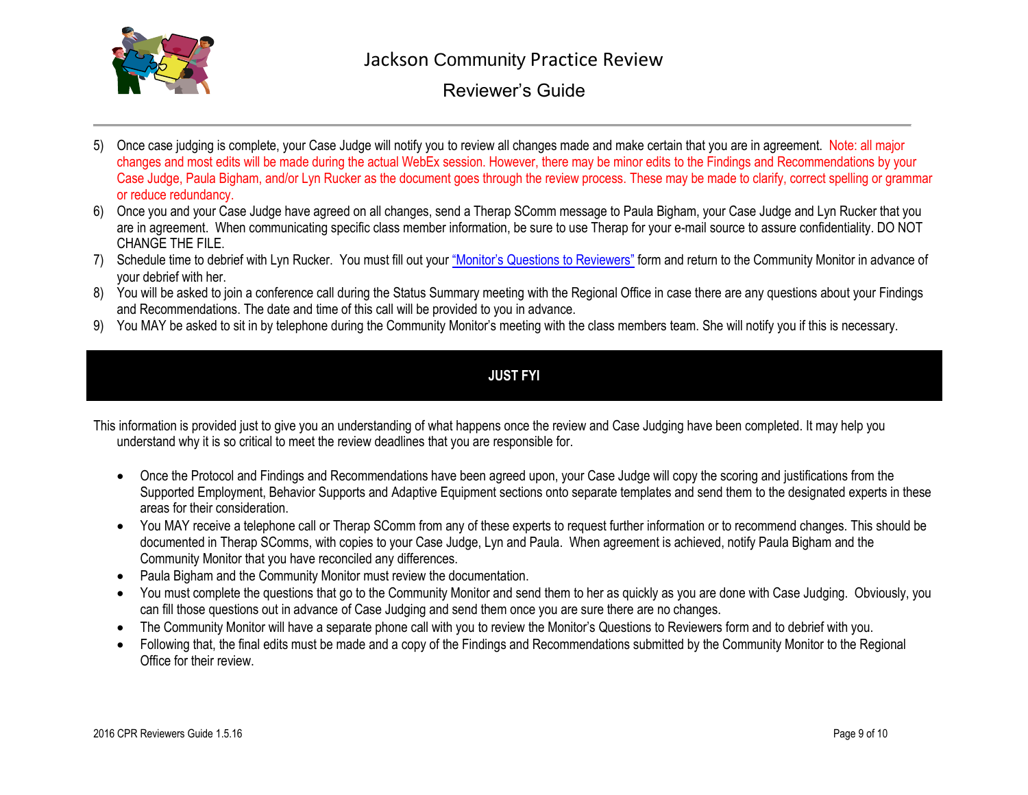5) Once case judging is complete, your Case Judge will notify you to review all changes made and make certain that you are in agreement. Note: all major changes and most edits will be made during the actual WebEx session. However, there may be minor edits to the Findings and Recommendations by your Case Judge, Paula Bigham, and/or Lyn Rucker as the document goes through the review process. These may be made to clarify, correct spelling or grammar or reduce redundancy.
6) Once you and your Case Judge have agreed on all changes, send a Therap SComm message to Paula Bigham, your Case Judge and Lyn Rucker that you are in agreement. When communicating specific class member information, be sure to use Therap for your e-mail source to assure confidentiality. DO NOT CHANGE THE FILE.
7) Schedule time to debrief with Lyn Rucker. You must fill out your "Monitor's Questions to Reviewers" form and return to the Community Monitor in advance of your debrief with her.
8) You will be asked to join a conference call during the Status Summary meeting with the Regional Office in case there are any questions about your Findings and Recommendations. The date and time of this call will be provided to you in advance.
9) You MAY be asked to sit in by telephone during the Community Monitor's meeting with the class members team. She will notify you if this is necessary.

## JUST FYI

This information is provided just to give you an understanding of what happens once the review and Case Judging have been completed. It may help you understand why it is so critical to meet the review deadlines that you are responsible for.

- Once the Protocol and Findings and Recommendations have been agreed upon, your Case Judge will copy the scoring and justifications from the Supported Employment, Behavior Supports and Adaptive Equipment sections onto separate templates and send them to the designated experts in these areas for their consideration.
- You MAY receive a telephone call or Therap SComm from any of these experts to request further information or to recommend changes. This should be documented in Therap SComms, with copies to your Case Judge, Lyn and Paula. When agreement is achieved, notify Paula Bigham and the Community Monitor that you have reconciled any differences.
- Paula Bigham and the Community Monitor must review the documentation.
- You must complete the questions that go to the Community Monitor and send them to her as quickly as you are done with Case Judging. Obviously, you can fill those questions out in advance of Case Judging and send them once you are sure there are no changes.
- The Community Monitor will have a separate phone call with you to review the Monitor's Questions to Reviewers form and to debrief with you.
- Following that, the final edits must be made and a copy of the Findings and Recommendations submitted by the Community Monitor to the Regional Office for their review.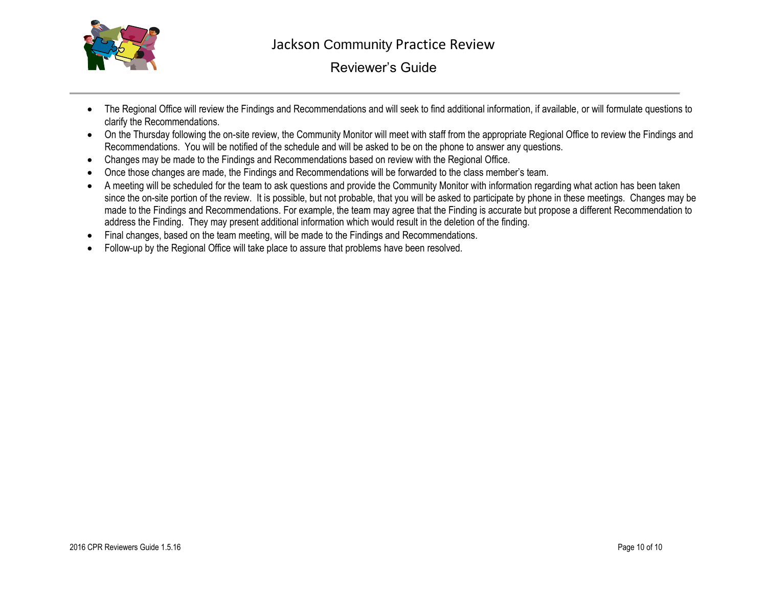- The Regional Office will review the Findings and Recommendations and will seek to find additional information, if available, or will formulate questions to clarify the Recommendations.
- On the Thursday following the on-site review, the Community Monitor will meet with staff from the appropriate Regional Office to review the Findings and Recommendations. You will be notified of the schedule and will be asked to be on the phone to answer any questions.
- Changes may be made to the Findings and Recommendations based on review with the Regional Office.
- Once those changes are made, the Findings and Recommendations will be forwarded to the class member's team.
- A meeting will be scheduled for the team to ask questions and provide the Community Monitor with information regarding what action has been taken since the on-site portion of the review. It is possible, but not probable, that you will be asked to participate by phone in these meetings. Changes may be made to the Findings and Recommendations. For example, the team may agree that the Finding is accurate but propose a different Recommendation to address the Finding. They may present additional information which would result in the deletion of the finding.
- Final changes, based on the team meeting, will be made to the Findings and Recommendations.
- Follow-up by the Regional Office will take place to assure that problems have been resolved.